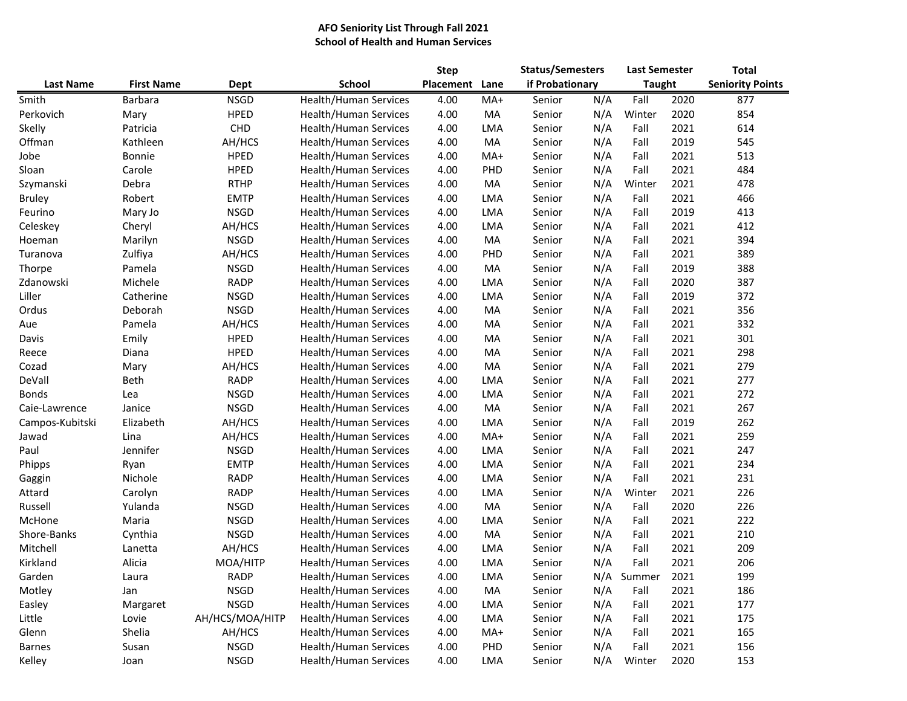**AFO Seniority List Through Fall 2021**
**School of Health and Human Services**

| Last Name | First Name | Dept | School | Step Placement | Lane | Status/Semesters if Probationary | | Last Semester Taught | | Total Seniority Points |
|---|---|---|---|---|---|---|---|---|---|---|
| Smith | Barbara | NSGD | Health/Human Services | 4.00 | MA+ | Senior | N/A | Fall | 2020 | 877 |
| Perkovich | Mary | HPED | Health/Human Services | 4.00 | MA | Senior | N/A | Winter | 2020 | 854 |
| Skelly | Patricia | CHD | Health/Human Services | 4.00 | LMA | Senior | N/A | Fall | 2021 | 614 |
| Offman | Kathleen | AH/HCS | Health/Human Services | 4.00 | MA | Senior | N/A | Fall | 2019 | 545 |
| Jobe | Bonnie | HPED | Health/Human Services | 4.00 | MA+ | Senior | N/A | Fall | 2021 | 513 |
| Sloan | Carole | HPED | Health/Human Services | 4.00 | PHD | Senior | N/A | Fall | 2021 | 484 |
| Szymanski | Debra | RTHP | Health/Human Services | 4.00 | MA | Senior | N/A | Winter | 2021 | 478 |
| Bruley | Robert | EMTP | Health/Human Services | 4.00 | LMA | Senior | N/A | Fall | 2021 | 466 |
| Feurino | Mary Jo | NSGD | Health/Human Services | 4.00 | LMA | Senior | N/A | Fall | 2019 | 413 |
| Celeskey | Cheryl | AH/HCS | Health/Human Services | 4.00 | LMA | Senior | N/A | Fall | 2021 | 412 |
| Hoeman | Marilyn | NSGD | Health/Human Services | 4.00 | MA | Senior | N/A | Fall | 2021 | 394 |
| Turanova | Zulfiya | AH/HCS | Health/Human Services | 4.00 | PHD | Senior | N/A | Fall | 2021 | 389 |
| Thorpe | Pamela | NSGD | Health/Human Services | 4.00 | MA | Senior | N/A | Fall | 2019 | 388 |
| Zdanowski | Michele | RADP | Health/Human Services | 4.00 | LMA | Senior | N/A | Fall | 2020 | 387 |
| Liller | Catherine | NSGD | Health/Human Services | 4.00 | LMA | Senior | N/A | Fall | 2019 | 372 |
| Ordus | Deborah | NSGD | Health/Human Services | 4.00 | MA | Senior | N/A | Fall | 2021 | 356 |
| Aue | Pamela | AH/HCS | Health/Human Services | 4.00 | MA | Senior | N/A | Fall | 2021 | 332 |
| Davis | Emily | HPED | Health/Human Services | 4.00 | MA | Senior | N/A | Fall | 2021 | 301 |
| Reece | Diana | HPED | Health/Human Services | 4.00 | MA | Senior | N/A | Fall | 2021 | 298 |
| Cozad | Mary | AH/HCS | Health/Human Services | 4.00 | MA | Senior | N/A | Fall | 2021 | 279 |
| DeVall | Beth | RADP | Health/Human Services | 4.00 | LMA | Senior | N/A | Fall | 2021 | 277 |
| Bonds | Lea | NSGD | Health/Human Services | 4.00 | LMA | Senior | N/A | Fall | 2021 | 272 |
| Caie-Lawrence | Janice | NSGD | Health/Human Services | 4.00 | MA | Senior | N/A | Fall | 2021 | 267 |
| Campos-Kubitski | Elizabeth | AH/HCS | Health/Human Services | 4.00 | LMA | Senior | N/A | Fall | 2019 | 262 |
| Jawad | Lina | AH/HCS | Health/Human Services | 4.00 | MA+ | Senior | N/A | Fall | 2021 | 259 |
| Paul | Jennifer | NSGD | Health/Human Services | 4.00 | LMA | Senior | N/A | Fall | 2021 | 247 |
| Phipps | Ryan | EMTP | Health/Human Services | 4.00 | LMA | Senior | N/A | Fall | 2021 | 234 |
| Gaggin | Nichole | RADP | Health/Human Services | 4.00 | LMA | Senior | N/A | Fall | 2021 | 231 |
| Attard | Carolyn | RADP | Health/Human Services | 4.00 | LMA | Senior | N/A | Winter | 2021 | 226 |
| Russell | Yulanda | NSGD | Health/Human Services | 4.00 | MA | Senior | N/A | Fall | 2020 | 226 |
| McHone | Maria | NSGD | Health/Human Services | 4.00 | LMA | Senior | N/A | Fall | 2021 | 222 |
| Shore-Banks | Cynthia | NSGD | Health/Human Services | 4.00 | MA | Senior | N/A | Fall | 2021 | 210 |
| Mitchell | Lanetta | AH/HCS | Health/Human Services | 4.00 | LMA | Senior | N/A | Fall | 2021 | 209 |
| Kirkland | Alicia | MOA/HITP | Health/Human Services | 4.00 | LMA | Senior | N/A | Fall | 2021 | 206 |
| Garden | Laura | RADP | Health/Human Services | 4.00 | LMA | Senior | N/A | Summer | 2021 | 199 |
| Motley | Jan | NSGD | Health/Human Services | 4.00 | MA | Senior | N/A | Fall | 2021 | 186 |
| Easley | Margaret | NSGD | Health/Human Services | 4.00 | LMA | Senior | N/A | Fall | 2021 | 177 |
| Little | Lovie | AH/HCS/MOA/HITP | Health/Human Services | 4.00 | LMA | Senior | N/A | Fall | 2021 | 175 |
| Glenn | Shelia | AH/HCS | Health/Human Services | 4.00 | MA+ | Senior | N/A | Fall | 2021 | 165 |
| Barnes | Susan | NSGD | Health/Human Services | 4.00 | PHD | Senior | N/A | Fall | 2021 | 156 |
| Kelley | Joan | NSGD | Health/Human Services | 4.00 | LMA | Senior | N/A | Winter | 2020 | 153 |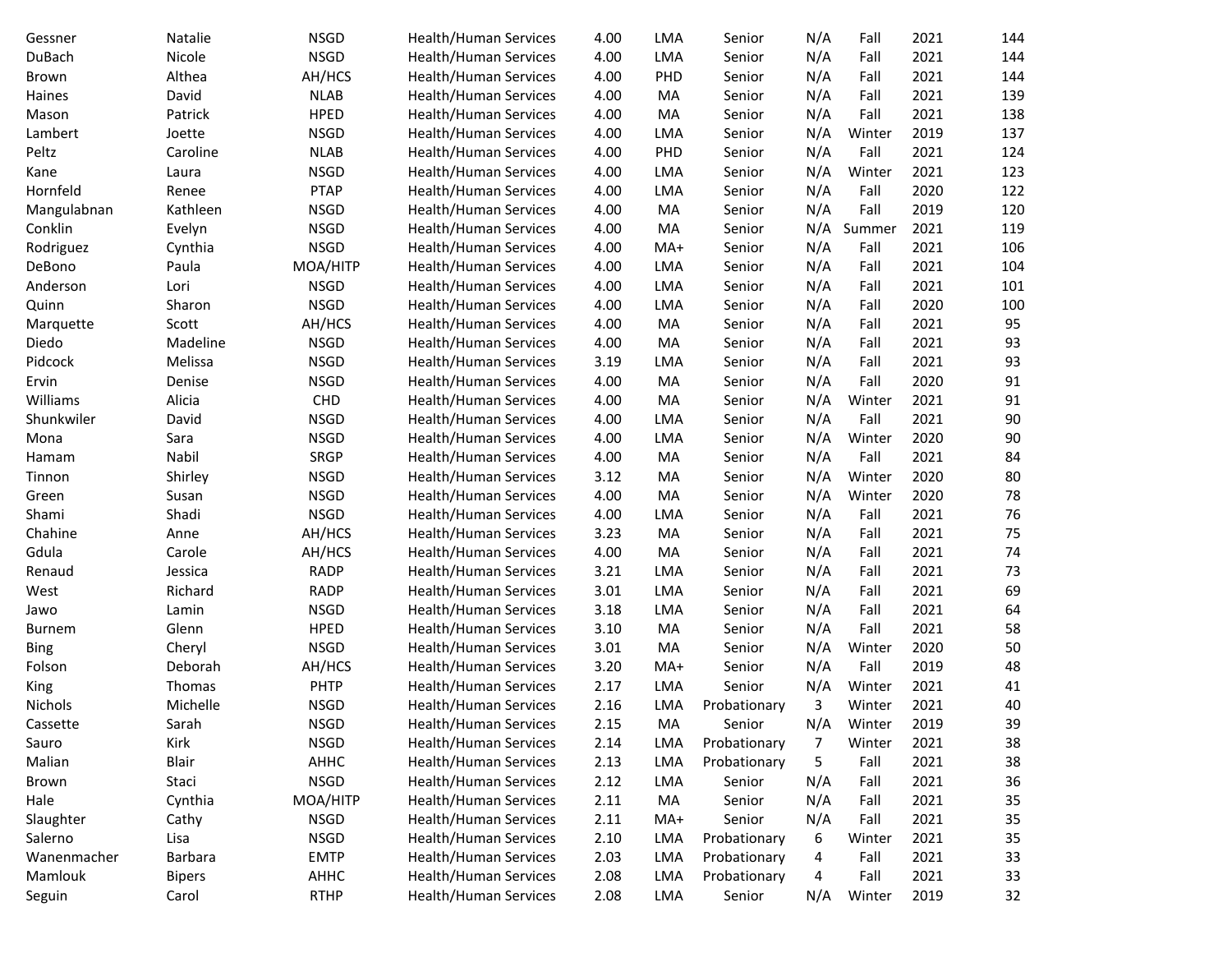| | | | | | | | | | | |
|---|---|---|---|---|---|---|---|---|---|---|
| Gessner | Natalie | NSGD | Health/Human Services | 4.00 | LMA | Senior | N/A | Fall | 2021 | 144 |
| DuBach | Nicole | NSGD | Health/Human Services | 4.00 | LMA | Senior | N/A | Fall | 2021 | 144 |
| Brown | Althea | AH/HCS | Health/Human Services | 4.00 | PHD | Senior | N/A | Fall | 2021 | 144 |
| Haines | David | NLAB | Health/Human Services | 4.00 | MA | Senior | N/A | Fall | 2021 | 139 |
| Mason | Patrick | HPED | Health/Human Services | 4.00 | MA | Senior | N/A | Fall | 2021 | 138 |
| Lambert | Joette | NSGD | Health/Human Services | 4.00 | LMA | Senior | N/A | Winter | 2019 | 137 |
| Peltz | Caroline | NLAB | Health/Human Services | 4.00 | PHD | Senior | N/A | Fall | 2021 | 124 |
| Kane | Laura | NSGD | Health/Human Services | 4.00 | LMA | Senior | N/A | Winter | 2021 | 123 |
| Hornfeld | Renee | PTAP | Health/Human Services | 4.00 | LMA | Senior | N/A | Fall | 2020 | 122 |
| Mangulabnan | Kathleen | NSGD | Health/Human Services | 4.00 | MA | Senior | N/A | Fall | 2019 | 120 |
| Conklin | Evelyn | NSGD | Health/Human Services | 4.00 | MA | Senior | N/A | Summer | 2021 | 119 |
| Rodriguez | Cynthia | NSGD | Health/Human Services | 4.00 | MA+ | Senior | N/A | Fall | 2021 | 106 |
| DeBono | Paula | MOA/HITP | Health/Human Services | 4.00 | LMA | Senior | N/A | Fall | 2021 | 104 |
| Anderson | Lori | NSGD | Health/Human Services | 4.00 | LMA | Senior | N/A | Fall | 2021 | 101 |
| Quinn | Sharon | NSGD | Health/Human Services | 4.00 | LMA | Senior | N/A | Fall | 2020 | 100 |
| Marquette | Scott | AH/HCS | Health/Human Services | 4.00 | MA | Senior | N/A | Fall | 2021 | 95 |
| Diedo | Madeline | NSGD | Health/Human Services | 4.00 | MA | Senior | N/A | Fall | 2021 | 93 |
| Pidcock | Melissa | NSGD | Health/Human Services | 3.19 | LMA | Senior | N/A | Fall | 2021 | 93 |
| Ervin | Denise | NSGD | Health/Human Services | 4.00 | MA | Senior | N/A | Fall | 2020 | 91 |
| Williams | Alicia | CHD | Health/Human Services | 4.00 | MA | Senior | N/A | Winter | 2021 | 91 |
| Shunkwiler | David | NSGD | Health/Human Services | 4.00 | LMA | Senior | N/A | Fall | 2021 | 90 |
| Mona | Sara | NSGD | Health/Human Services | 4.00 | LMA | Senior | N/A | Winter | 2020 | 90 |
| Hamam | Nabil | SRGP | Health/Human Services | 4.00 | MA | Senior | N/A | Fall | 2021 | 84 |
| Tinnon | Shirley | NSGD | Health/Human Services | 3.12 | MA | Senior | N/A | Winter | 2020 | 80 |
| Green | Susan | NSGD | Health/Human Services | 4.00 | MA | Senior | N/A | Winter | 2020 | 78 |
| Shami | Shadi | NSGD | Health/Human Services | 4.00 | LMA | Senior | N/A | Fall | 2021 | 76 |
| Chahine | Anne | AH/HCS | Health/Human Services | 3.23 | MA | Senior | N/A | Fall | 2021 | 75 |
| Gdula | Carole | AH/HCS | Health/Human Services | 4.00 | MA | Senior | N/A | Fall | 2021 | 74 |
| Renaud | Jessica | RADP | Health/Human Services | 3.21 | LMA | Senior | N/A | Fall | 2021 | 73 |
| West | Richard | RADP | Health/Human Services | 3.01 | LMA | Senior | N/A | Fall | 2021 | 69 |
| Jawo | Lamin | NSGD | Health/Human Services | 3.18 | LMA | Senior | N/A | Fall | 2021 | 64 |
| Burnem | Glenn | HPED | Health/Human Services | 3.10 | MA | Senior | N/A | Fall | 2021 | 58 |
| Bing | Cheryl | NSGD | Health/Human Services | 3.01 | MA | Senior | N/A | Winter | 2020 | 50 |
| Folson | Deborah | AH/HCS | Health/Human Services | 3.20 | MA+ | Senior | N/A | Fall | 2019 | 48 |
| King | Thomas | PHTP | Health/Human Services | 2.17 | LMA | Senior | N/A | Winter | 2021 | 41 |
| Nichols | Michelle | NSGD | Health/Human Services | 2.16 | LMA | Probationary | 3 | Winter | 2021 | 40 |
| Cassette | Sarah | NSGD | Health/Human Services | 2.15 | MA | Senior | N/A | Winter | 2019 | 39 |
| Sauro | Kirk | NSGD | Health/Human Services | 2.14 | LMA | Probationary | 7 | Winter | 2021 | 38 |
| Malian | Blair | AHHC | Health/Human Services | 2.13 | LMA | Probationary | 5 | Fall | 2021 | 38 |
| Brown | Staci | NSGD | Health/Human Services | 2.12 | LMA | Senior | N/A | Fall | 2021 | 36 |
| Hale | Cynthia | MOA/HITP | Health/Human Services | 2.11 | MA | Senior | N/A | Fall | 2021 | 35 |
| Slaughter | Cathy | NSGD | Health/Human Services | 2.11 | MA+ | Senior | N/A | Fall | 2021 | 35 |
| Salerno | Lisa | NSGD | Health/Human Services | 2.10 | LMA | Probationary | 6 | Winter | 2021 | 35 |
| Wanenmacher | Barbara | EMTP | Health/Human Services | 2.03 | LMA | Probationary | 4 | Fall | 2021 | 33 |
| Mamlouk | Bipers | AHHC | Health/Human Services | 2.08 | LMA | Probationary | 4 | Fall | 2021 | 33 |
| Seguin | Carol | RTHP | Health/Human Services | 2.08 | LMA | Senior | N/A | Winter | 2019 | 32 |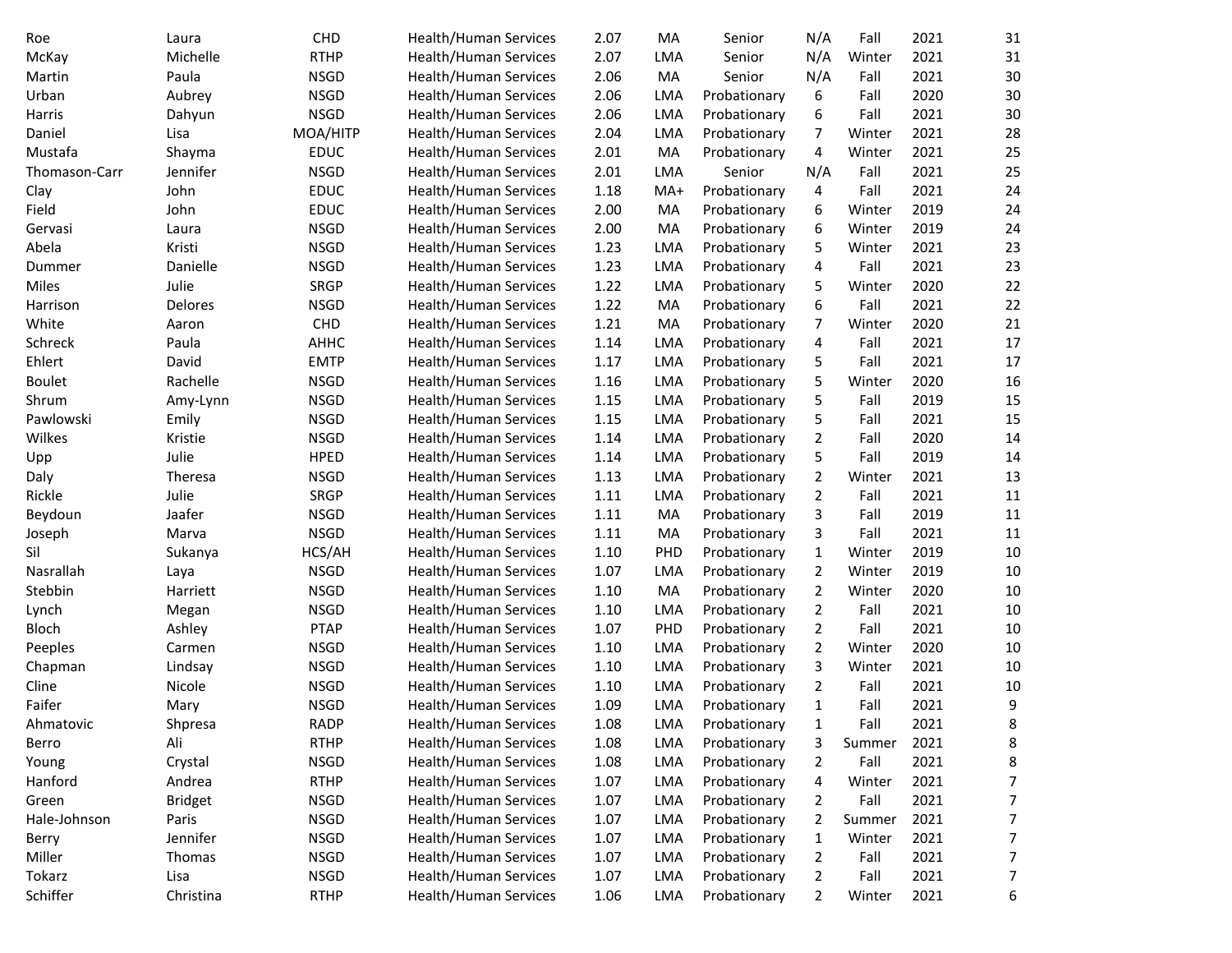| | | | | | | | | | | |
|---|---|---|---|---|---|---|---|---|---|---|
| Roe | Laura | CHD | Health/Human Services | 2.07 | MA | Senior | N/A | Fall | 2021 | 31 |
| McKay | Michelle | RTHP | Health/Human Services | 2.07 | LMA | Senior | N/A | Winter | 2021 | 31 |
| Martin | Paula | NSGD | Health/Human Services | 2.06 | MA | Senior | N/A | Fall | 2021 | 30 |
| Urban | Aubrey | NSGD | Health/Human Services | 2.06 | LMA | Probationary | 6 | Fall | 2020 | 30 |
| Harris | Dahyun | NSGD | Health/Human Services | 2.06 | LMA | Probationary | 6 | Fall | 2021 | 30 |
| Daniel | Lisa | MOA/HITP | Health/Human Services | 2.04 | LMA | Probationary | 7 | Winter | 2021 | 28 |
| Mustafa | Shayma | EDUC | Health/Human Services | 2.01 | MA | Probationary | 4 | Winter | 2021 | 25 |
| Thomason-Carr | Jennifer | NSGD | Health/Human Services | 2.01 | LMA | Senior | N/A | Fall | 2021 | 25 |
| Clay | John | EDUC | Health/Human Services | 1.18 | MA+ | Probationary | 4 | Fall | 2021 | 24 |
| Field | John | EDUC | Health/Human Services | 2.00 | MA | Probationary | 6 | Winter | 2019 | 24 |
| Gervasi | Laura | NSGD | Health/Human Services | 2.00 | MA | Probationary | 6 | Winter | 2019 | 24 |
| Abela | Kristi | NSGD | Health/Human Services | 1.23 | LMA | Probationary | 5 | Winter | 2021 | 23 |
| Dummer | Danielle | NSGD | Health/Human Services | 1.23 | LMA | Probationary | 4 | Fall | 2021 | 23 |
| Miles | Julie | SRGP | Health/Human Services | 1.22 | LMA | Probationary | 5 | Winter | 2020 | 22 |
| Harrison | Delores | NSGD | Health/Human Services | 1.22 | MA | Probationary | 6 | Fall | 2021 | 22 |
| White | Aaron | CHD | Health/Human Services | 1.21 | MA | Probationary | 7 | Winter | 2020 | 21 |
| Schreck | Paula | AHHC | Health/Human Services | 1.14 | LMA | Probationary | 4 | Fall | 2021 | 17 |
| Ehlert | David | EMTP | Health/Human Services | 1.17 | LMA | Probationary | 5 | Fall | 2021 | 17 |
| Boulet | Rachelle | NSGD | Health/Human Services | 1.16 | LMA | Probationary | 5 | Winter | 2020 | 16 |
| Shrum | Amy-Lynn | NSGD | Health/Human Services | 1.15 | LMA | Probationary | 5 | Fall | 2019 | 15 |
| Pawlowski | Emily | NSGD | Health/Human Services | 1.15 | LMA | Probationary | 5 | Fall | 2021 | 15 |
| Wilkes | Kristie | NSGD | Health/Human Services | 1.14 | LMA | Probationary | 2 | Fall | 2020 | 14 |
| Upp | Julie | HPED | Health/Human Services | 1.14 | LMA | Probationary | 5 | Fall | 2019 | 14 |
| Daly | Theresa | NSGD | Health/Human Services | 1.13 | LMA | Probationary | 2 | Winter | 2021 | 13 |
| Rickle | Julie | SRGP | Health/Human Services | 1.11 | LMA | Probationary | 2 | Fall | 2021 | 11 |
| Beydoun | Jaafer | NSGD | Health/Human Services | 1.11 | MA | Probationary | 3 | Fall | 2019 | 11 |
| Joseph | Marva | NSGD | Health/Human Services | 1.11 | MA | Probationary | 3 | Fall | 2021 | 11 |
| Sil | Sukanya | HCS/AH | Health/Human Services | 1.10 | PHD | Probationary | 1 | Winter | 2019 | 10 |
| Nasrallah | Laya | NSGD | Health/Human Services | 1.07 | LMA | Probationary | 2 | Winter | 2019 | 10 |
| Stebbin | Harriett | NSGD | Health/Human Services | 1.10 | MA | Probationary | 2 | Winter | 2020 | 10 |
| Lynch | Megan | NSGD | Health/Human Services | 1.10 | LMA | Probationary | 2 | Fall | 2021 | 10 |
| Bloch | Ashley | PTAP | Health/Human Services | 1.07 | PHD | Probationary | 2 | Fall | 2021 | 10 |
| Peeples | Carmen | NSGD | Health/Human Services | 1.10 | LMA | Probationary | 2 | Winter | 2020 | 10 |
| Chapman | Lindsay | NSGD | Health/Human Services | 1.10 | LMA | Probationary | 3 | Winter | 2021 | 10 |
| Cline | Nicole | NSGD | Health/Human Services | 1.10 | LMA | Probationary | 2 | Fall | 2021 | 10 |
| Faifer | Mary | NSGD | Health/Human Services | 1.09 | LMA | Probationary | 1 | Fall | 2021 | 9 |
| Ahmatovic | Shpresa | RADP | Health/Human Services | 1.08 | LMA | Probationary | 1 | Fall | 2021 | 8 |
| Berro | Ali | RTHP | Health/Human Services | 1.08 | LMA | Probationary | 3 | Summer | 2021 | 8 |
| Young | Crystal | NSGD | Health/Human Services | 1.08 | LMA | Probationary | 2 | Fall | 2021 | 8 |
| Hanford | Andrea | RTHP | Health/Human Services | 1.07 | LMA | Probationary | 4 | Winter | 2021 | 7 |
| Green | Bridget | NSGD | Health/Human Services | 1.07 | LMA | Probationary | 2 | Fall | 2021 | 7 |
| Hale-Johnson | Paris | NSGD | Health/Human Services | 1.07 | LMA | Probationary | 2 | Summer | 2021 | 7 |
| Berry | Jennifer | NSGD | Health/Human Services | 1.07 | LMA | Probationary | 1 | Winter | 2021 | 7 |
| Miller | Thomas | NSGD | Health/Human Services | 1.07 | LMA | Probationary | 2 | Fall | 2021 | 7 |
| Tokarz | Lisa | NSGD | Health/Human Services | 1.07 | LMA | Probationary | 2 | Fall | 2021 | 7 |
| Schiffer | Christina | RTHP | Health/Human Services | 1.06 | LMA | Probationary | 2 | Winter | 2021 | 6 |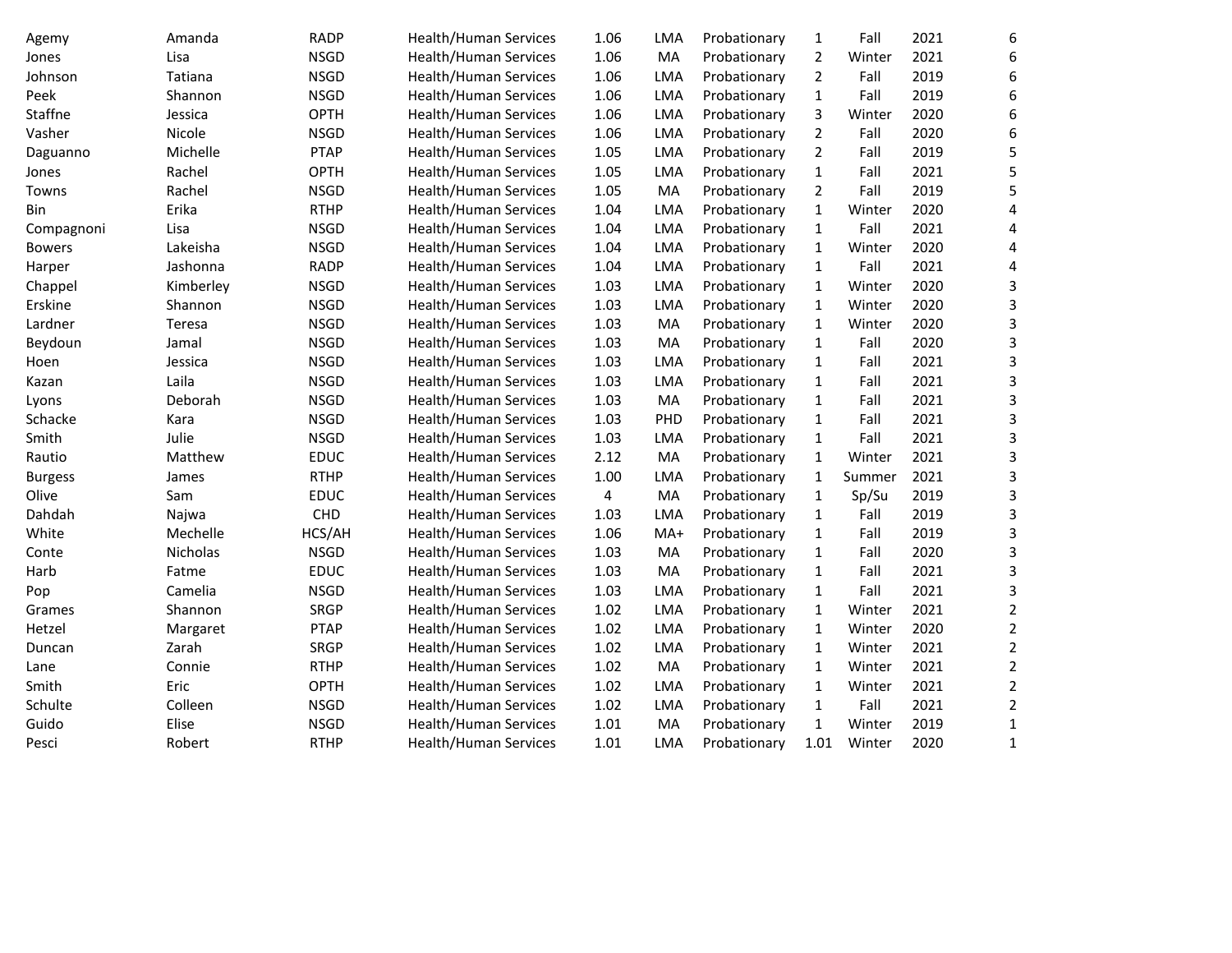| | | | | | | | | | | |
|---|---|---|---|---|---|---|---|---|---|---|
| Agemy | Amanda | RADP | Health/Human Services | 1.06 | LMA | Probationary | 1 | Fall | 2021 | 6 |
| Jones | Lisa | NSGD | Health/Human Services | 1.06 | MA | Probationary | 2 | Winter | 2021 | 6 |
| Johnson | Tatiana | NSGD | Health/Human Services | 1.06 | LMA | Probationary | 2 | Fall | 2019 | 6 |
| Peek | Shannon | NSGD | Health/Human Services | 1.06 | LMA | Probationary | 1 | Fall | 2019 | 6 |
| Staffne | Jessica | OPTH | Health/Human Services | 1.06 | LMA | Probationary | 3 | Winter | 2020 | 6 |
| Vasher | Nicole | NSGD | Health/Human Services | 1.06 | LMA | Probationary | 2 | Fall | 2020 | 6 |
| Daguanno | Michelle | PTAP | Health/Human Services | 1.05 | LMA | Probationary | 2 | Fall | 2019 | 5 |
| Jones | Rachel | OPTH | Health/Human Services | 1.05 | LMA | Probationary | 1 | Fall | 2021 | 5 |
| Towns | Rachel | NSGD | Health/Human Services | 1.05 | MA | Probationary | 2 | Fall | 2019 | 5 |
| Bin | Erika | RTHP | Health/Human Services | 1.04 | LMA | Probationary | 1 | Winter | 2020 | 4 |
| Compagnoni | Lisa | NSGD | Health/Human Services | 1.04 | LMA | Probationary | 1 | Fall | 2021 | 4 |
| Bowers | Lakeisha | NSGD | Health/Human Services | 1.04 | LMA | Probationary | 1 | Winter | 2020 | 4 |
| Harper | Jashonna | RADP | Health/Human Services | 1.04 | LMA | Probationary | 1 | Fall | 2021 | 4 |
| Chappel | Kimberley | NSGD | Health/Human Services | 1.03 | LMA | Probationary | 1 | Winter | 2020 | 3 |
| Erskine | Shannon | NSGD | Health/Human Services | 1.03 | LMA | Probationary | 1 | Winter | 2020 | 3 |
| Lardner | Teresa | NSGD | Health/Human Services | 1.03 | MA | Probationary | 1 | Winter | 2020 | 3 |
| Beydoun | Jamal | NSGD | Health/Human Services | 1.03 | MA | Probationary | 1 | Fall | 2020 | 3 |
| Hoen | Jessica | NSGD | Health/Human Services | 1.03 | LMA | Probationary | 1 | Fall | 2021 | 3 |
| Kazan | Laila | NSGD | Health/Human Services | 1.03 | LMA | Probationary | 1 | Fall | 2021 | 3 |
| Lyons | Deborah | NSGD | Health/Human Services | 1.03 | MA | Probationary | 1 | Fall | 2021 | 3 |
| Schacke | Kara | NSGD | Health/Human Services | 1.03 | PHD | Probationary | 1 | Fall | 2021 | 3 |
| Smith | Julie | NSGD | Health/Human Services | 1.03 | LMA | Probationary | 1 | Fall | 2021 | 3 |
| Rautio | Matthew | EDUC | Health/Human Services | 2.12 | MA | Probationary | 1 | Winter | 2021 | 3 |
| Burgess | James | RTHP | Health/Human Services | 1.00 | LMA | Probationary | 1 | Summer | 2021 | 3 |
| Olive | Sam | EDUC | Health/Human Services | 4 | MA | Probationary | 1 | Sp/Su | 2019 | 3 |
| Dahdah | Najwa | CHD | Health/Human Services | 1.03 | LMA | Probationary | 1 | Fall | 2019 | 3 |
| White | Mechelle | HCS/AH | Health/Human Services | 1.06 | MA+ | Probationary | 1 | Fall | 2019 | 3 |
| Conte | Nicholas | NSGD | Health/Human Services | 1.03 | MA | Probationary | 1 | Fall | 2020 | 3 |
| Harb | Fatme | EDUC | Health/Human Services | 1.03 | MA | Probationary | 1 | Fall | 2021 | 3 |
| Pop | Camelia | NSGD | Health/Human Services | 1.03 | LMA | Probationary | 1 | Fall | 2021 | 3 |
| Grames | Shannon | SRGP | Health/Human Services | 1.02 | LMA | Probationary | 1 | Winter | 2021 | 2 |
| Hetzel | Margaret | PTAP | Health/Human Services | 1.02 | LMA | Probationary | 1 | Winter | 2020 | 2 |
| Duncan | Zarah | SRGP | Health/Human Services | 1.02 | LMA | Probationary | 1 | Winter | 2021 | 2 |
| Lane | Connie | RTHP | Health/Human Services | 1.02 | MA | Probationary | 1 | Winter | 2021 | 2 |
| Smith | Eric | OPTH | Health/Human Services | 1.02 | LMA | Probationary | 1 | Winter | 2021 | 2 |
| Schulte | Colleen | NSGD | Health/Human Services | 1.02 | LMA | Probationary | 1 | Fall | 2021 | 2 |
| Guido | Elise | NSGD | Health/Human Services | 1.01 | MA | Probationary | 1 | Winter | 2019 | 1 |
| Pesci | Robert | RTHP | Health/Human Services | 1.01 | LMA | Probationary | 1.01 | Winter | 2020 | 1 |